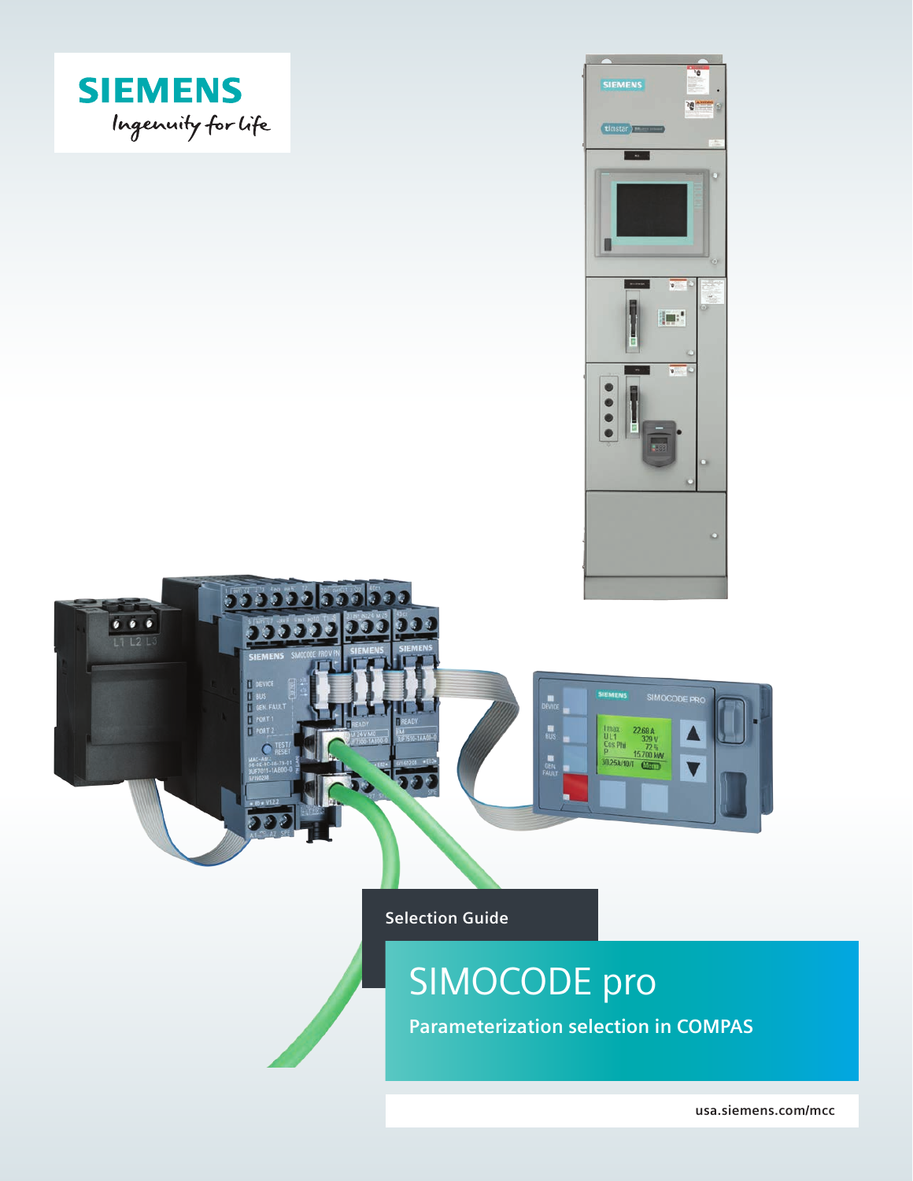SIEMENS

Ingenuity for life

Selection Guide

# SIMOCODE pro

## Parameterization selection in COMPAS

usa.siemens.com/mcc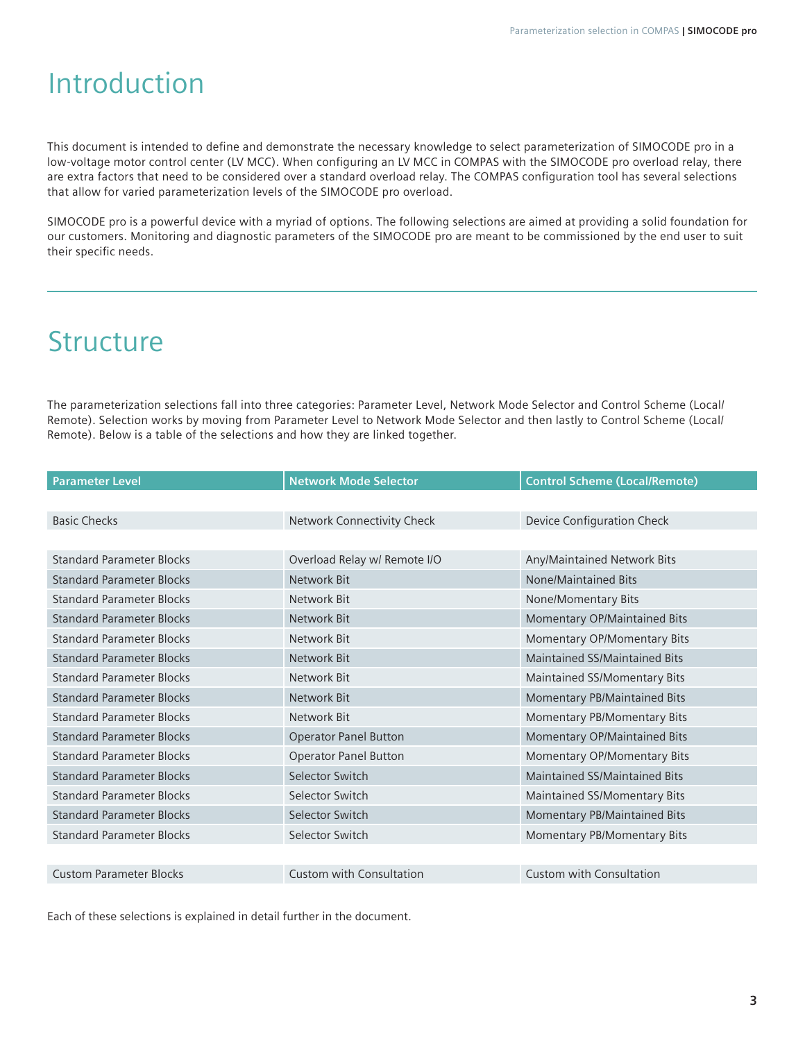# Introduction

This document is intended to define and demonstrate the necessary knowledge to select parameterization of SIMOCODE pro in a low-voltage motor control center (LV MCC). When configuring an LV MCC in COMPAS with the SIMOCODE pro overload relay, there are extra factors that need to be considered over a standard overload relay. The COMPAS configuration tool has several selections that allow for varied parameterization levels of the SIMOCODE pro overload.

SIMOCODE pro is a powerful device with a myriad of options. The following selections are aimed at providing a solid foundation for our customers. Monitoring and diagnostic parameters of the SIMOCODE pro are meant to be commissioned by the end user to suit their specific needs.

# Structure

The parameterization selections fall into three categories: Parameter Level, Network Mode Selector and Control Scheme (Local/Remote). Selection works by moving from Parameter Level to Network Mode Selector and then lastly to Control Scheme (Local/Remote). Below is a table of the selections and how they are linked together.

| Parameter Level | Network Mode Selector | Control Scheme (Local/Remote) |
|---|---|---|
| Basic Checks | Network Connectivity Check | Device Configuration Check |
| Standard Parameter Blocks | Overload Relay w/ Remote I/O | Any/Maintained Network Bits |
| Standard Parameter Blocks | Network Bit | None/Maintained Bits |
| Standard Parameter Blocks | Network Bit | None/Momentary Bits |
| Standard Parameter Blocks | Network Bit | Momentary OP/Maintained Bits |
| Standard Parameter Blocks | Network Bit | Momentary OP/Momentary Bits |
| Standard Parameter Blocks | Network Bit | Maintained SS/Maintained Bits |
| Standard Parameter Blocks | Network Bit | Maintained SS/Momentary Bits |
| Standard Parameter Blocks | Network Bit | Momentary PB/Maintained Bits |
| Standard Parameter Blocks | Network Bit | Momentary PB/Momentary Bits |
| Standard Parameter Blocks | Operator Panel Button | Momentary OP/Maintained Bits |
| Standard Parameter Blocks | Operator Panel Button | Momentary OP/Momentary Bits |
| Standard Parameter Blocks | Selector Switch | Maintained SS/Maintained Bits |
| Standard Parameter Blocks | Selector Switch | Maintained SS/Momentary Bits |
| Standard Parameter Blocks | Selector Switch | Momentary PB/Maintained Bits |
| Standard Parameter Blocks | Selector Switch | Momentary PB/Momentary Bits |
| Custom Parameter Blocks | Custom with Consultation | Custom with Consultation |

Each of these selections is explained in detail further in the document.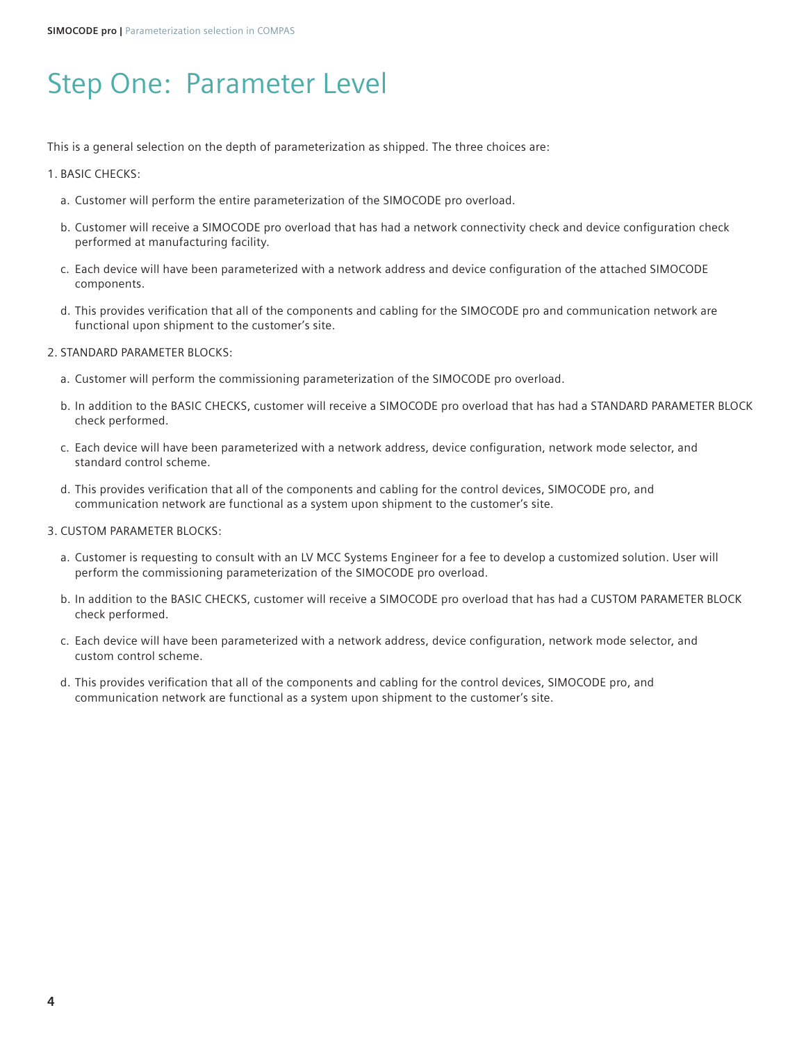# Step One: Parameter Level

This is a general selection on the depth of parameterization as shipped. The three choices are:

1. BASIC CHECKS:

   a. Customer will perform the entire parameterization of the SIMOCODE pro overload.

   b. Customer will receive a SIMOCODE pro overload that has had a network connectivity check and device configuration check performed at manufacturing facility.

   c. Each device will have been parameterized with a network address and device configuration of the attached SIMOCODE components.

   d. This provides verification that all of the components and cabling for the SIMOCODE pro and communication network are functional upon shipment to the customer's site.

2. STANDARD PARAMETER BLOCKS:

   a. Customer will perform the commissioning parameterization of the SIMOCODE pro overload.

   b. In addition to the BASIC CHECKS, customer will receive a SIMOCODE pro overload that has had a STANDARD PARAMETER BLOCK check performed.

   c. Each device will have been parameterized with a network address, device configuration, network mode selector, and standard control scheme.

   d. This provides verification that all of the components and cabling for the control devices, SIMOCODE pro, and communication network are functional as a system upon shipment to the customer's site.

3. CUSTOM PARAMETER BLOCKS:

   a. Customer is requesting to consult with an LV MCC Systems Engineer for a fee to develop a customized solution. User will perform the commissioning parameterization of the SIMOCODE pro overload.

   b. In addition to the BASIC CHECKS, customer will receive a SIMOCODE pro overload that has had a CUSTOM PARAMETER BLOCK check performed.

   c. Each device will have been parameterized with a network address, device configuration, network mode selector, and custom control scheme.

   d. This provides verification that all of the components and cabling for the control devices, SIMOCODE pro, and communication network are functional as a system upon shipment to the customer's site.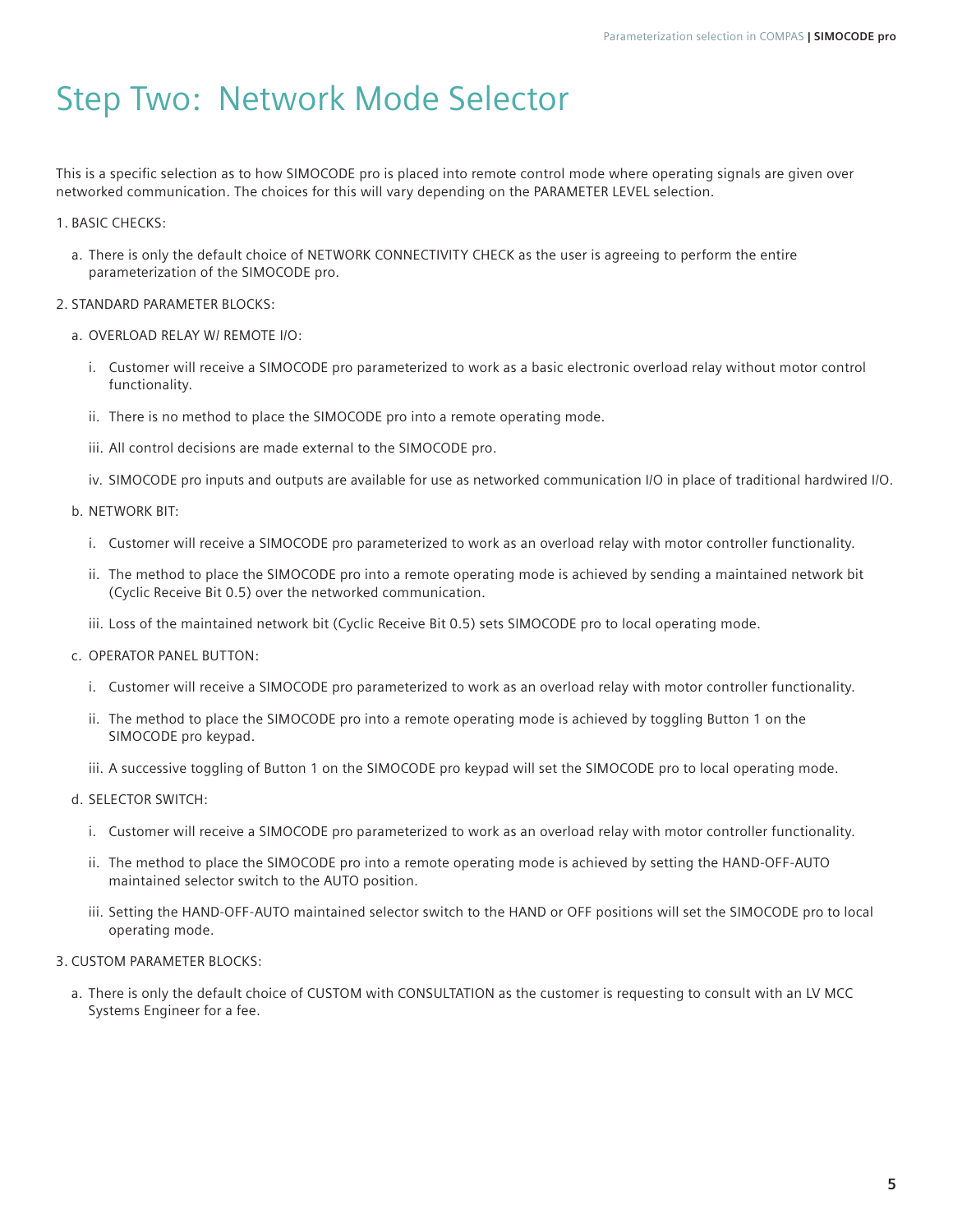# Step Two: Network Mode Selector

This is a specific selection as to how SIMOCODE pro is placed into remote control mode where operating signals are given over networked communication. The choices for this will vary depending on the PARAMETER LEVEL selection.

1. BASIC CHECKS:
   a. There is only the default choice of NETWORK CONNECTIVITY CHECK as the user is agreeing to perform the entire parameterization of the SIMOCODE pro.
2. STANDARD PARAMETER BLOCKS:
   a. OVERLOAD RELAY W/ REMOTE I/O:
      i. Customer will receive a SIMOCODE pro parameterized to work as a basic electronic overload relay without motor control functionality.
      ii. There is no method to place the SIMOCODE pro into a remote operating mode.
      iii. All control decisions are made external to the SIMOCODE pro.
      iv. SIMOCODE pro inputs and outputs are available for use as networked communication I/O in place of traditional hardwired I/O.
   b. NETWORK BIT:
      i. Customer will receive a SIMOCODE pro parameterized to work as an overload relay with motor controller functionality.
      ii. The method to place the SIMOCODE pro into a remote operating mode is achieved by sending a maintained network bit (Cyclic Receive Bit 0.5) over the networked communication.
      iii. Loss of the maintained network bit (Cyclic Receive Bit 0.5) sets SIMOCODE pro to local operating mode.
   c. OPERATOR PANEL BUTTON:
      i. Customer will receive a SIMOCODE pro parameterized to work as an overload relay with motor controller functionality.
      ii. The method to place the SIMOCODE pro into a remote operating mode is achieved by toggling Button 1 on the SIMOCODE pro keypad.
      iii. A successive toggling of Button 1 on the SIMOCODE pro keypad will set the SIMOCODE pro to local operating mode.
   d. SELECTOR SWITCH:
      i. Customer will receive a SIMOCODE pro parameterized to work as an overload relay with motor controller functionality.
      ii. The method to place the SIMOCODE pro into a remote operating mode is achieved by setting the HAND-OFF-AUTO maintained selector switch to the AUTO position.
      iii. Setting the HAND-OFF-AUTO maintained selector switch to the HAND or OFF positions will set the SIMOCODE pro to local operating mode.
3. CUSTOM PARAMETER BLOCKS:
   a. There is only the default choice of CUSTOM with CONSULTATION as the customer is requesting to consult with an LV MCC Systems Engineer for a fee.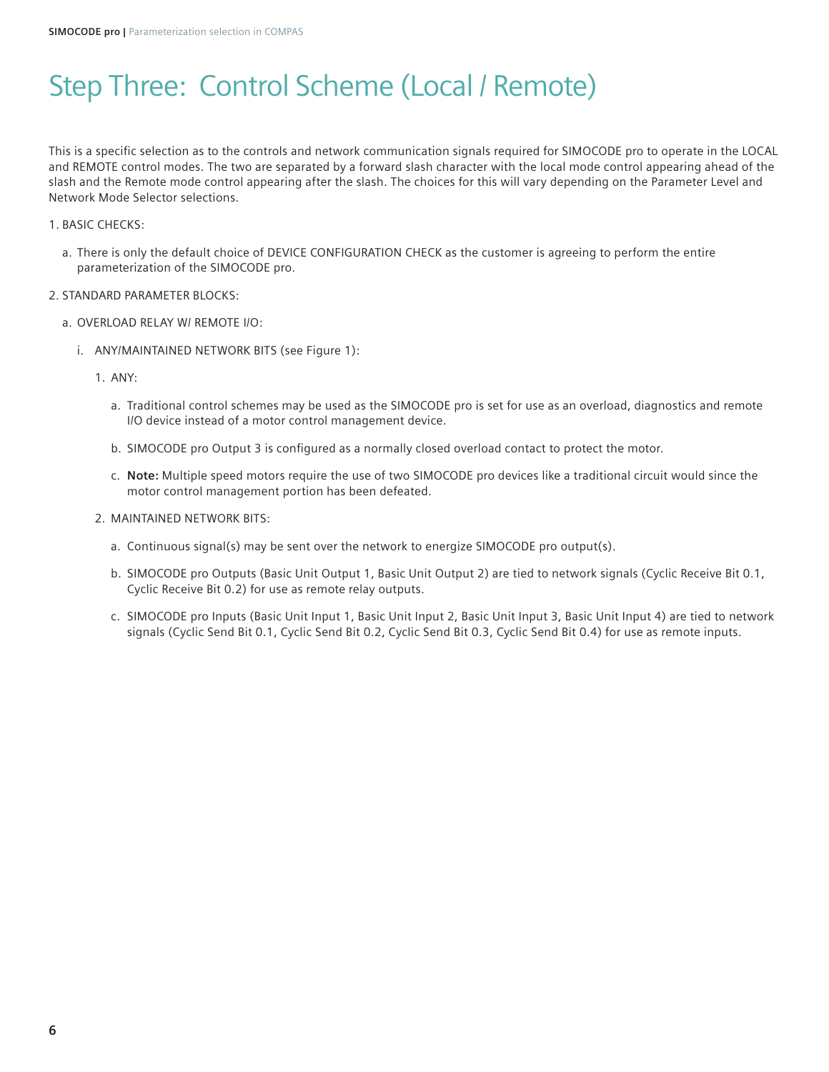# Step Three: Control Scheme (Local / Remote)

This is a specific selection as to the controls and network communication signals required for SIMOCODE pro to operate in the LOCAL and REMOTE control modes. The two are separated by a forward slash character with the local mode control appearing ahead of the slash and the Remote mode control appearing after the slash. The choices for this will vary depending on the Parameter Level and Network Mode Selector selections.

1. BASIC CHECKS:
   - a. There is only the default choice of DEVICE CONFIGURATION CHECK as the customer is agreeing to perform the entire parameterization of the SIMOCODE pro.

2. STANDARD PARAMETER BLOCKS:
   - a. OVERLOAD RELAY W/ REMOTE I/O:
     - i. ANY/MAINTAINED NETWORK BITS (see Figure 1):
       1. ANY:
          - a. Traditional control schemes may be used as the SIMOCODE pro is set for use as an overload, diagnostics and remote I/O device instead of a motor control management device.
          - b. SIMOCODE pro Output 3 is configured as a normally closed overload contact to protect the motor.
          - c. **Note:** Multiple speed motors require the use of two SIMOCODE pro devices like a traditional circuit would since the motor control management portion has been defeated.
       2. MAINTAINED NETWORK BITS:
          - a. Continuous signal(s) may be sent over the network to energize SIMOCODE pro output(s).
          - b. SIMOCODE pro Outputs (Basic Unit Output 1, Basic Unit Output 2) are tied to network signals (Cyclic Receive Bit 0.1, Cyclic Receive Bit 0.2) for use as remote relay outputs.
          - c. SIMOCODE pro Inputs (Basic Unit Input 1, Basic Unit Input 2, Basic Unit Input 3, Basic Unit Input 4) are tied to network signals (Cyclic Send Bit 0.1, Cyclic Send Bit 0.2, Cyclic Send Bit 0.3, Cyclic Send Bit 0.4) for use as remote inputs.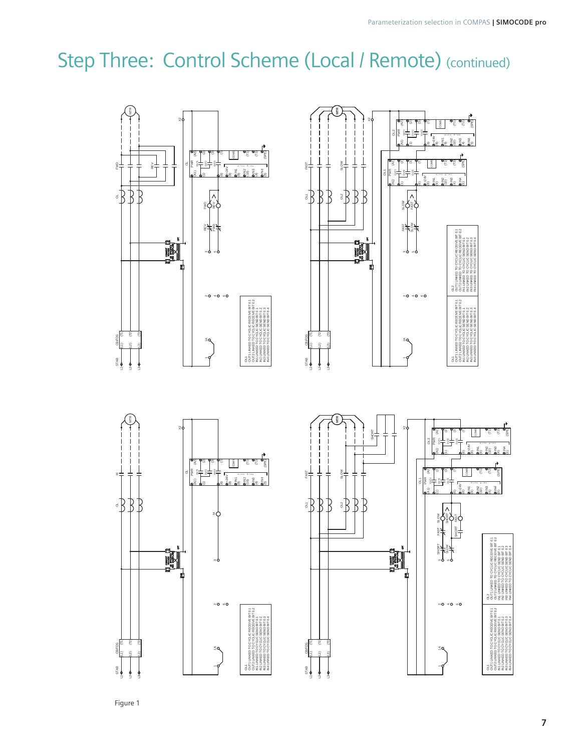# Step Three: Control Scheme (Local / Remote) (continued)

Figure 1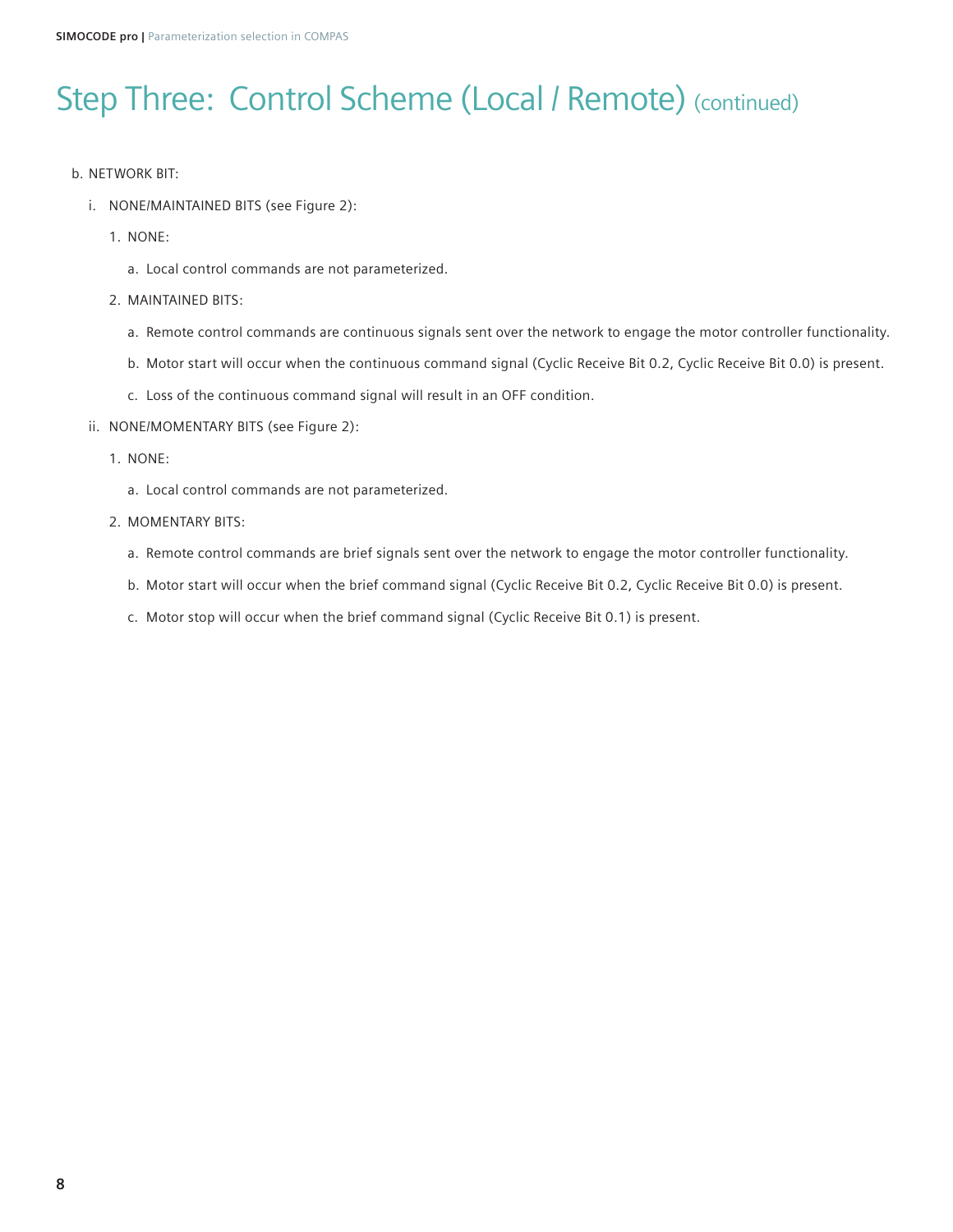# Step Three: Control Scheme (Local / Remote) (continued)

b. NETWORK BIT:

   i. NONE/MAINTAINED BITS (see Figure 2):

      1. NONE:

         a. Local control commands are not parameterized.

      2. MAINTAINED BITS:

         a. Remote control commands are continuous signals sent over the network to engage the motor controller functionality.

         b. Motor start will occur when the continuous command signal (Cyclic Receive Bit 0.2, Cyclic Receive Bit 0.0) is present.

         c. Loss of the continuous command signal will result in an OFF condition.

   ii. NONE/MOMENTARY BITS (see Figure 2):

      1. NONE:

         a. Local control commands are not parameterized.

      2. MOMENTARY BITS:

         a. Remote control commands are brief signals sent over the network to engage the motor controller functionality.

         b. Motor start will occur when the brief command signal (Cyclic Receive Bit 0.2, Cyclic Receive Bit 0.0) is present.

         c. Motor stop will occur when the brief command signal (Cyclic Receive Bit 0.1) is present.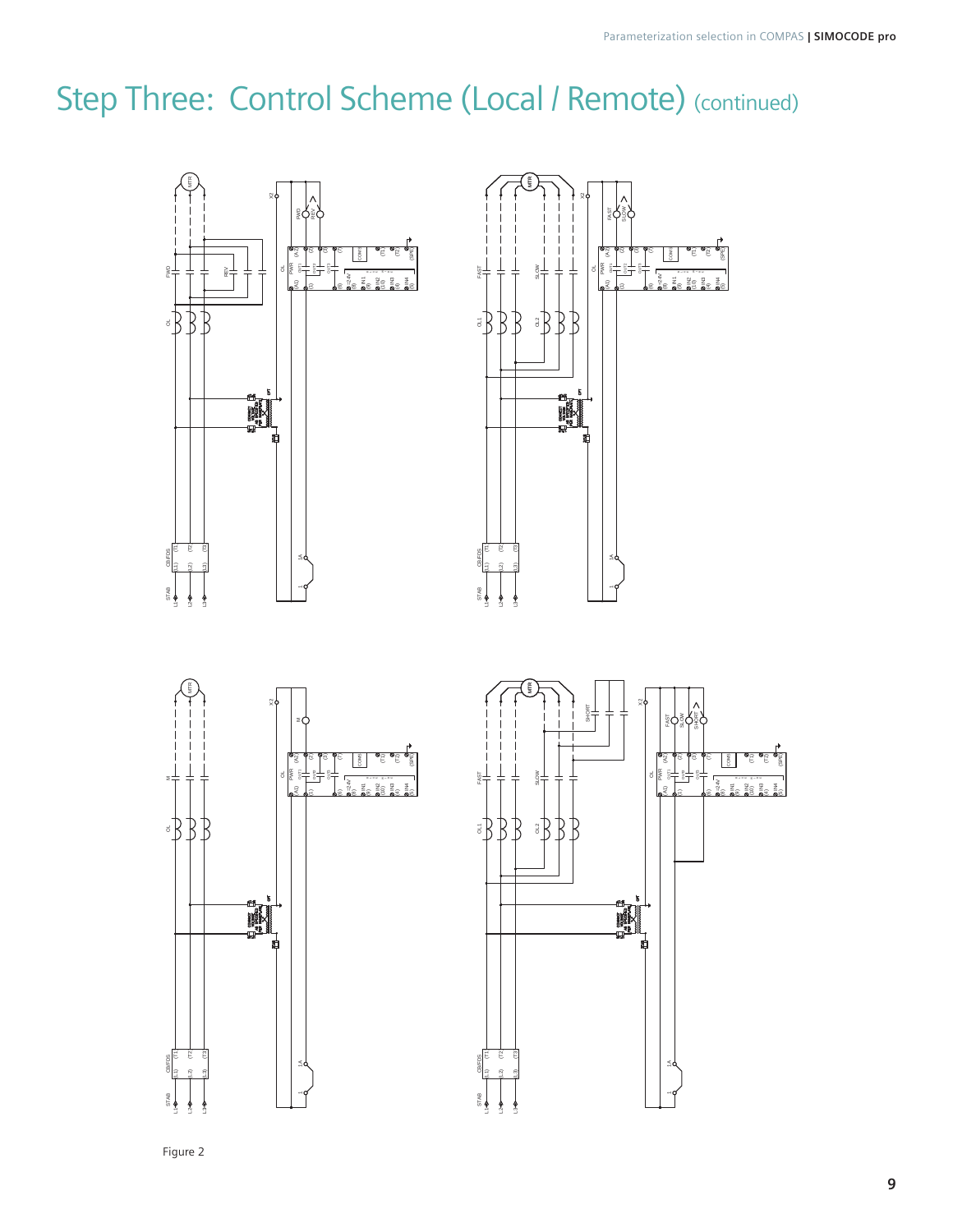# Step Three: Control Scheme (Local / Remote) (continued)

Figure 2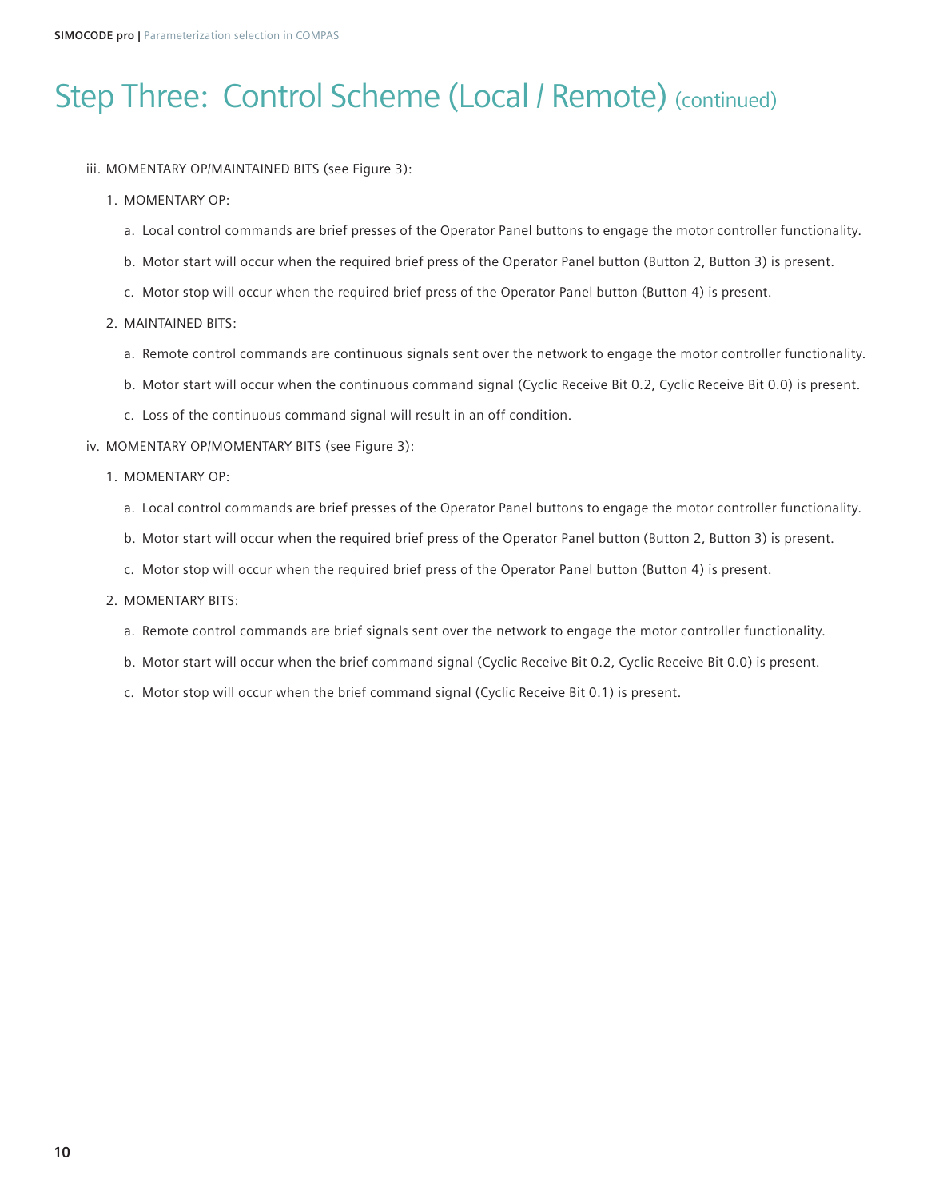# Step Three: Control Scheme (Local / Remote) (continued)

iii. MOMENTARY OP/MAINTAINED BITS (see Figure 3):

1. MOMENTARY OP:
   a. Local control commands are brief presses of the Operator Panel buttons to engage the motor controller functionality.
   b. Motor start will occur when the required brief press of the Operator Panel button (Button 2, Button 3) is present.
   c. Motor stop will occur when the required brief press of the Operator Panel button (Button 4) is present.
2. MAINTAINED BITS:
   a. Remote control commands are continuous signals sent over the network to engage the motor controller functionality.
   b. Motor start will occur when the continuous command signal (Cyclic Receive Bit 0.2, Cyclic Receive Bit 0.0) is present.
   c. Loss of the continuous command signal will result in an off condition.

iv. MOMENTARY OP/MOMENTARY BITS (see Figure 3):

1. MOMENTARY OP:
   a. Local control commands are brief presses of the Operator Panel buttons to engage the motor controller functionality.
   b. Motor start will occur when the required brief press of the Operator Panel button (Button 2, Button 3) is present.
   c. Motor stop will occur when the required brief press of the Operator Panel button (Button 4) is present.
2. MOMENTARY BITS:
   a. Remote control commands are brief signals sent over the network to engage the motor controller functionality.
   b. Motor start will occur when the brief command signal (Cyclic Receive Bit 0.2, Cyclic Receive Bit 0.0) is present.
   c. Motor stop will occur when the brief command signal (Cyclic Receive Bit 0.1) is present.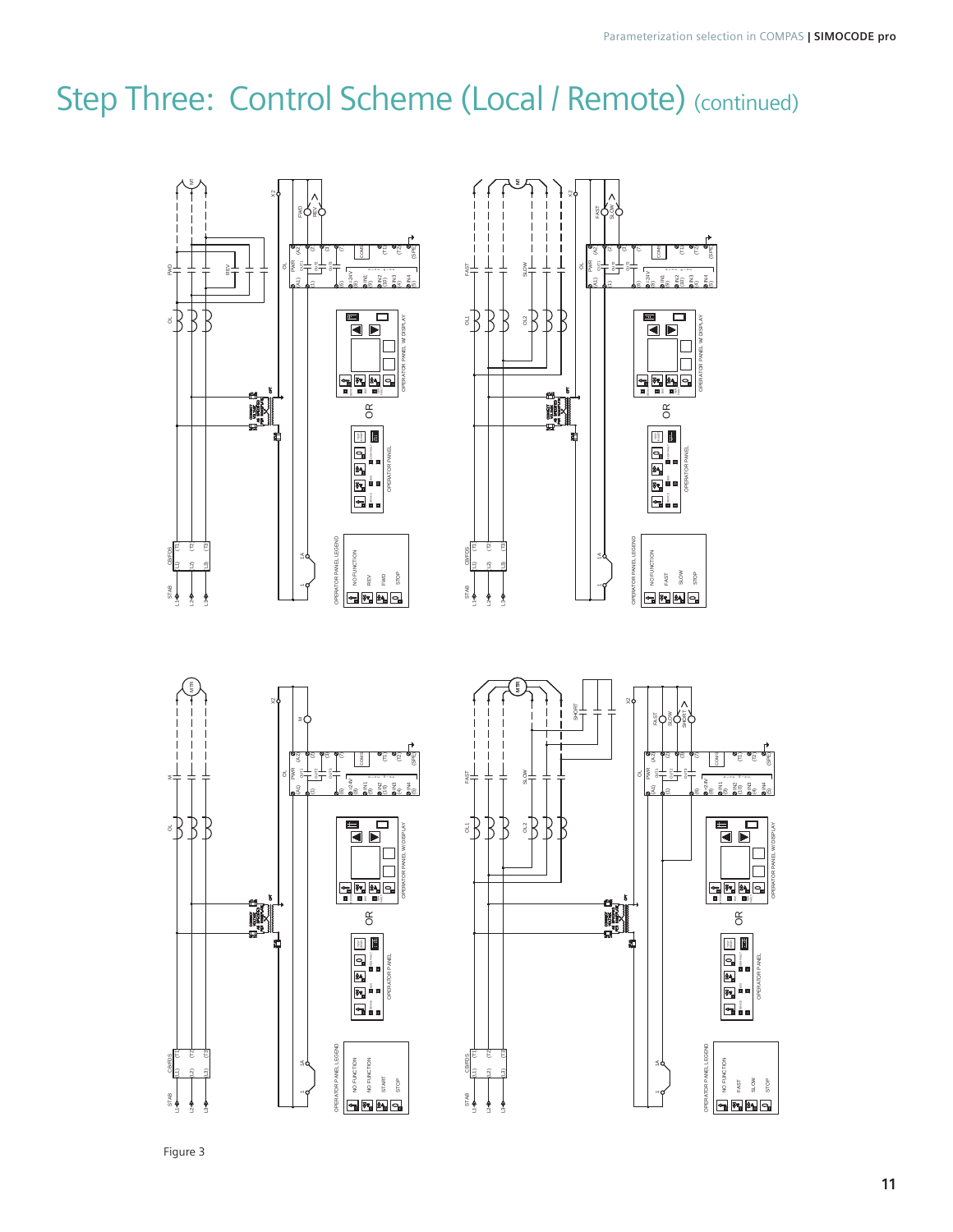# Step Three: Control Scheme (Local / Remote) (continued)

Figure 3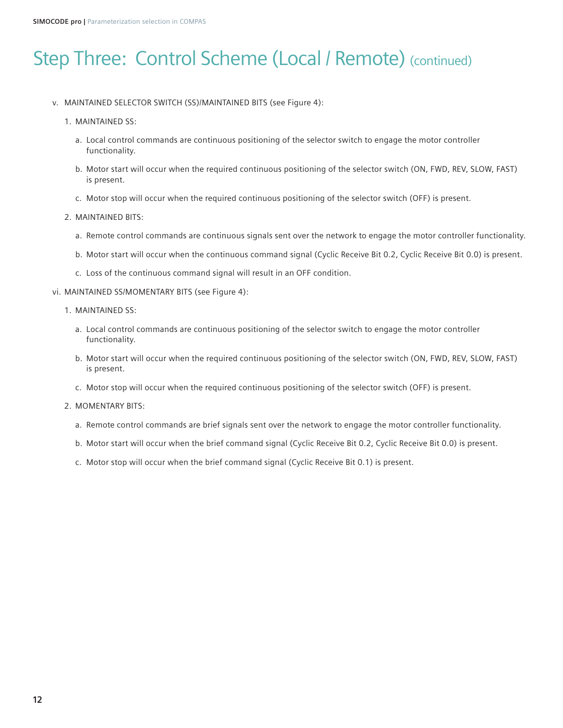# Step Three: Control Scheme (Local / Remote) (continued)

v. MAINTAINED SELECTOR SWITCH (SS)/MAINTAINED BITS (see Figure 4):

1. MAINTAINED SS:

   a. Local control commands are continuous positioning of the selector switch to engage the motor controller functionality.

   b. Motor start will occur when the required continuous positioning of the selector switch (ON, FWD, REV, SLOW, FAST) is present.

   c. Motor stop will occur when the required continuous positioning of the selector switch (OFF) is present.

2. MAINTAINED BITS:

   a. Remote control commands are continuous signals sent over the network to engage the motor controller functionality.

   b. Motor start will occur when the continuous command signal (Cyclic Receive Bit 0.2, Cyclic Receive Bit 0.0) is present.

   c. Loss of the continuous command signal will result in an OFF condition.

vi. MAINTAINED SS/MOMENTARY BITS (see Figure 4):

1. MAINTAINED SS:

   a. Local control commands are continuous positioning of the selector switch to engage the motor controller functionality.

   b. Motor start will occur when the required continuous positioning of the selector switch (ON, FWD, REV, SLOW, FAST) is present.

   c. Motor stop will occur when the required continuous positioning of the selector switch (OFF) is present.

2. MOMENTARY BITS:

   a. Remote control commands are brief signals sent over the network to engage the motor controller functionality.

   b. Motor start will occur when the brief command signal (Cyclic Receive Bit 0.2, Cyclic Receive Bit 0.0) is present.

   c. Motor stop will occur when the brief command signal (Cyclic Receive Bit 0.1) is present.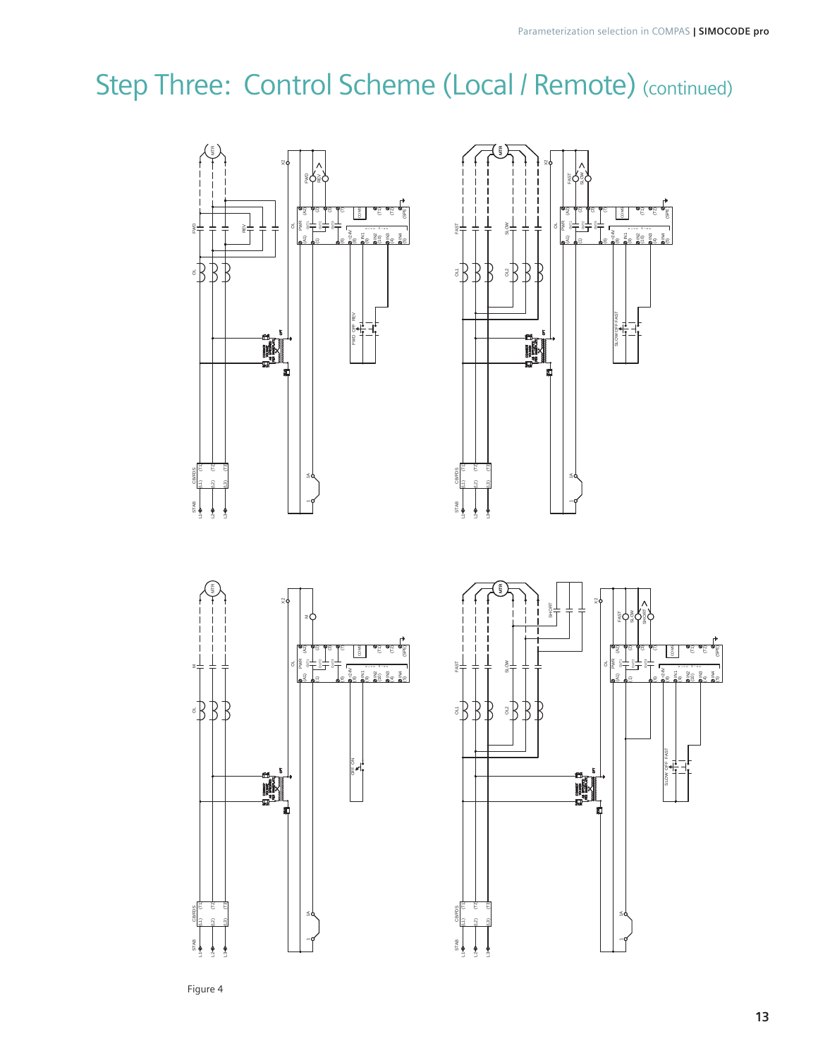# Step Three: Control Scheme (Local / Remote) (continued)

Figure 4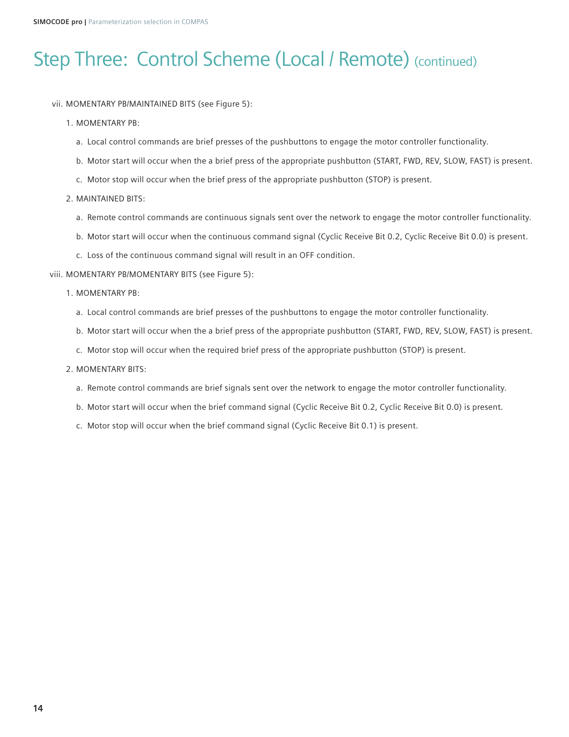# Step Three: Control Scheme (Local / Remote) (continued)

vii. MOMENTARY PB/MAINTAINED BITS (see Figure 5):

1. MOMENTARY PB:

   a. Local control commands are brief presses of the pushbuttons to engage the motor controller functionality.

   b. Motor start will occur when the a brief press of the appropriate pushbutton (START, FWD, REV, SLOW, FAST) is present.

   c. Motor stop will occur when the brief press of the appropriate pushbutton (STOP) is present.

2. MAINTAINED BITS:

   a. Remote control commands are continuous signals sent over the network to engage the motor controller functionality.

   b. Motor start will occur when the continuous command signal (Cyclic Receive Bit 0.2, Cyclic Receive Bit 0.0) is present.

   c. Loss of the continuous command signal will result in an OFF condition.

viii. MOMENTARY PB/MOMENTARY BITS (see Figure 5):

1. MOMENTARY PB:

   a. Local control commands are brief presses of the pushbuttons to engage the motor controller functionality.

   b. Motor start will occur when the a brief press of the appropriate pushbutton (START, FWD, REV, SLOW, FAST) is present.

   c. Motor stop will occur when the required brief press of the appropriate pushbutton (STOP) is present.

2. MOMENTARY BITS:

   a. Remote control commands are brief signals sent over the network to engage the motor controller functionality.

   b. Motor start will occur when the brief command signal (Cyclic Receive Bit 0.2, Cyclic Receive Bit 0.0) is present.

   c. Motor stop will occur when the brief command signal (Cyclic Receive Bit 0.1) is present.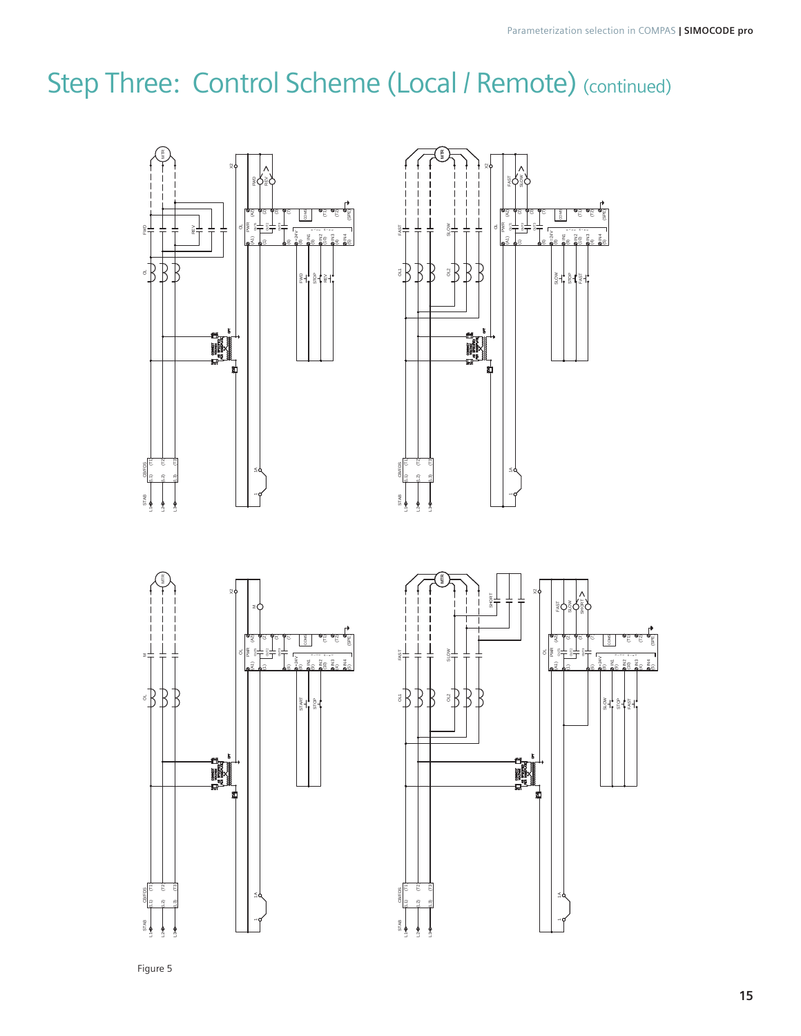# Step Three: Control Scheme (Local / Remote) (continued)

Figure 5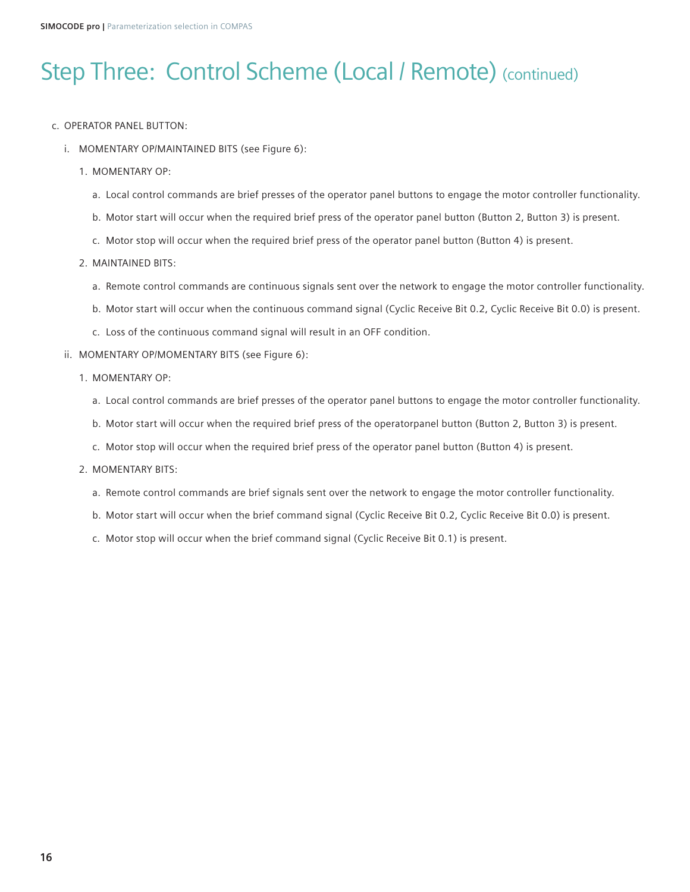# Step Three: Control Scheme (Local / Remote) (continued)

c. OPERATOR PANEL BUTTON:

   i. MOMENTARY OP/MAINTAINED BITS (see Figure 6):

      1. MOMENTARY OP:

         a. Local control commands are brief presses of the operator panel buttons to engage the motor controller functionality.

         b. Motor start will occur when the required brief press of the operator panel button (Button 2, Button 3) is present.

         c. Motor stop will occur when the required brief press of the operator panel button (Button 4) is present.

      2. MAINTAINED BITS:

         a. Remote control commands are continuous signals sent over the network to engage the motor controller functionality.

         b. Motor start will occur when the continuous command signal (Cyclic Receive Bit 0.2, Cyclic Receive Bit 0.0) is present.

         c. Loss of the continuous command signal will result in an OFF condition.

   ii. MOMENTARY OP/MOMENTARY BITS (see Figure 6):

      1. MOMENTARY OP:

         a. Local control commands are brief presses of the operator panel buttons to engage the motor controller functionality.

         b. Motor start will occur when the required brief press of the operatorpanel button (Button 2, Button 3) is present.

         c. Motor stop will occur when the required brief press of the operator panel button (Button 4) is present.

      2. MOMENTARY BITS:

         a. Remote control commands are brief signals sent over the network to engage the motor controller functionality.

         b. Motor start will occur when the brief command signal (Cyclic Receive Bit 0.2, Cyclic Receive Bit 0.0) is present.

         c. Motor stop will occur when the brief command signal (Cyclic Receive Bit 0.1) is present.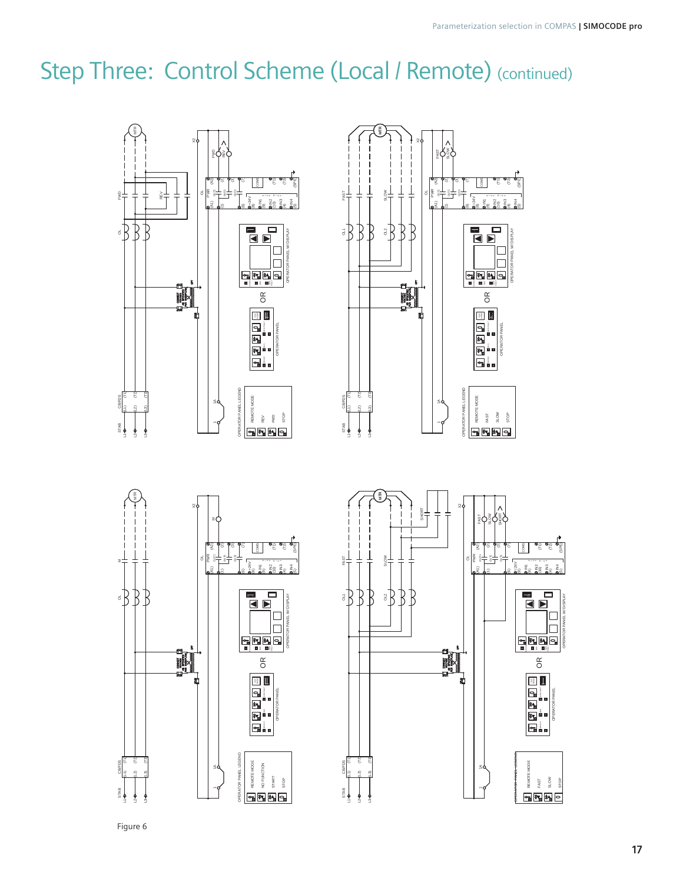# Step Three: Control Scheme (Local / Remote) (continued)

Figure 6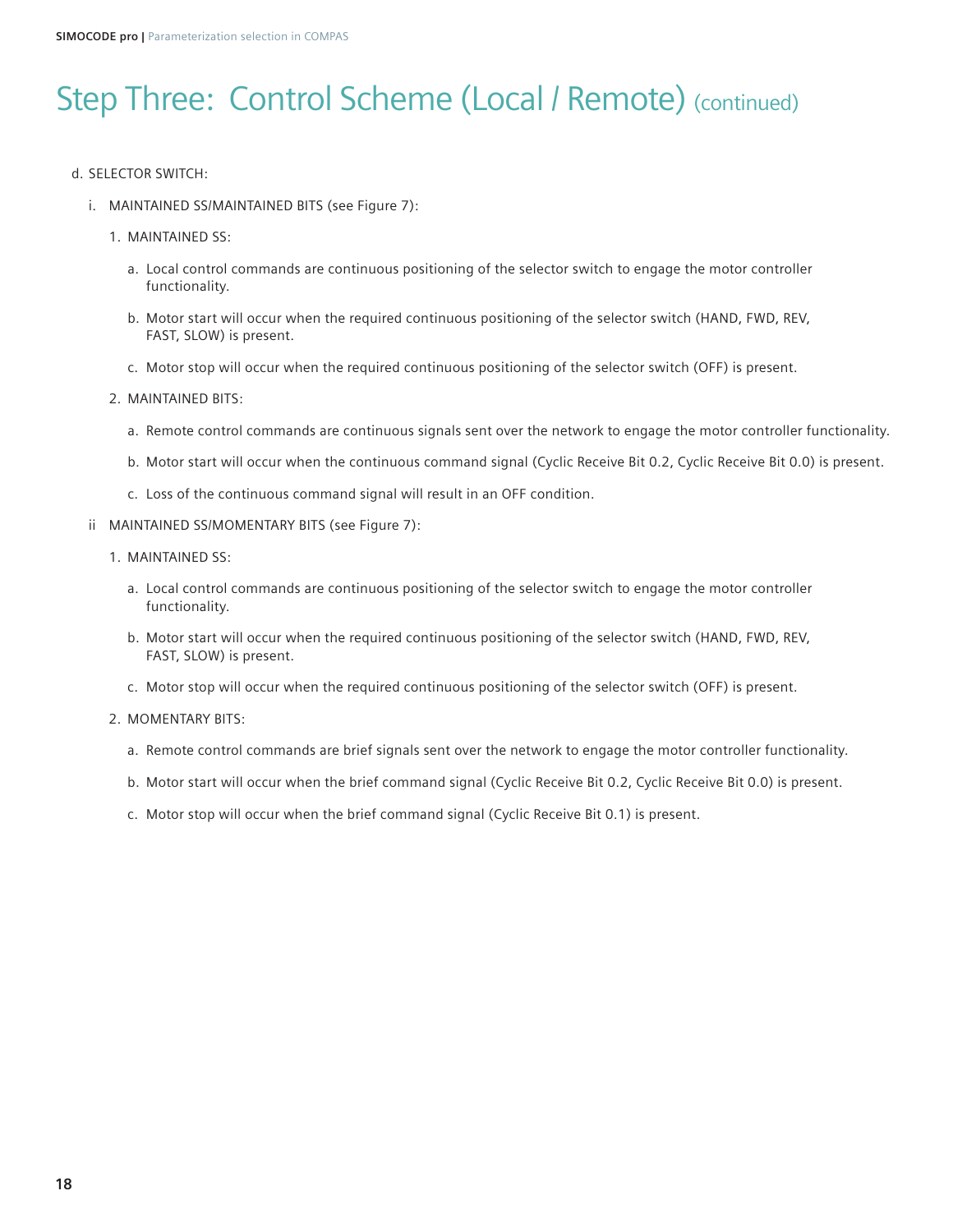# Step Three: Control Scheme (Local / Remote) (continued)

d. SELECTOR SWITCH:

i. MAINTAINED SS/MAINTAINED BITS (see Figure 7):

1. MAINTAINED SS:

a. Local control commands are continuous positioning of the selector switch to engage the motor controller functionality.

b. Motor start will occur when the required continuous positioning of the selector switch (HAND, FWD, REV, FAST, SLOW) is present.

c. Motor stop will occur when the required continuous positioning of the selector switch (OFF) is present.

2. MAINTAINED BITS:

a. Remote control commands are continuous signals sent over the network to engage the motor controller functionality.

b. Motor start will occur when the continuous command signal (Cyclic Receive Bit 0.2, Cyclic Receive Bit 0.0) is present.

c. Loss of the continuous command signal will result in an OFF condition.

ii MAINTAINED SS/MOMENTARY BITS (see Figure 7):

1. MAINTAINED SS:

a. Local control commands are continuous positioning of the selector switch to engage the motor controller functionality.

b. Motor start will occur when the required continuous positioning of the selector switch (HAND, FWD, REV, FAST, SLOW) is present.

c. Motor stop will occur when the required continuous positioning of the selector switch (OFF) is present.

2. MOMENTARY BITS:

a. Remote control commands are brief signals sent over the network to engage the motor controller functionality.

b. Motor start will occur when the brief command signal (Cyclic Receive Bit 0.2, Cyclic Receive Bit 0.0) is present.

c. Motor stop will occur when the brief command signal (Cyclic Receive Bit 0.1) is present.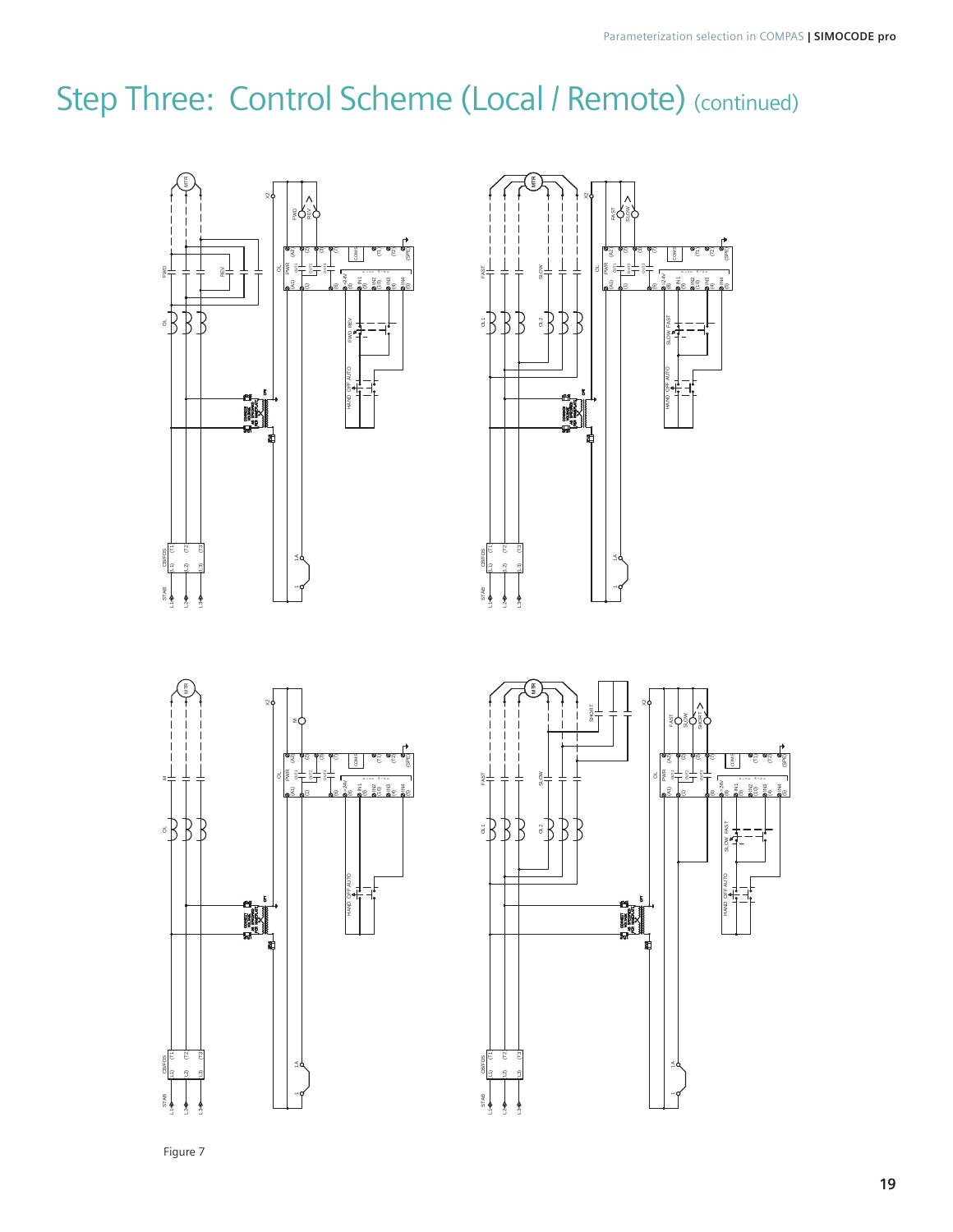# Step Three: Control Scheme (Local / Remote) (continued)

Figure 7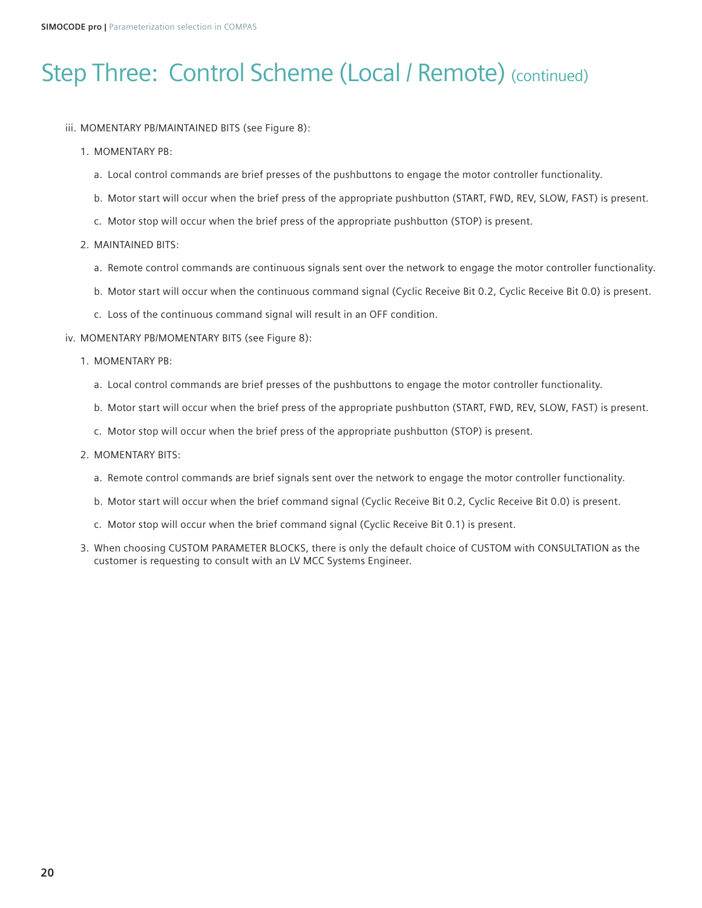# Step Three: Control Scheme (Local / Remote) (continued)

iii. MOMENTARY PB/MAINTAINED BITS (see Figure 8):

1. MOMENTARY PB:
   - a. Local control commands are brief presses of the pushbuttons to engage the motor controller functionality.
   - b. Motor start will occur when the brief press of the appropriate pushbutton (START, FWD, REV, SLOW, FAST) is present.
   - c. Motor stop will occur when the brief press of the appropriate pushbutton (STOP) is present.
2. MAINTAINED BITS:
   - a. Remote control commands are continuous signals sent over the network to engage the motor controller functionality.
   - b. Motor start will occur when the continuous command signal (Cyclic Receive Bit 0.2, Cyclic Receive Bit 0.0) is present.
   - c. Loss of the continuous command signal will result in an OFF condition.

iv. MOMENTARY PB/MOMENTARY BITS (see Figure 8):

1. MOMENTARY PB:
   - a. Local control commands are brief presses of the pushbuttons to engage the motor controller functionality.
   - b. Motor start will occur when the brief press of the appropriate pushbutton (START, FWD, REV, SLOW, FAST) is present.
   - c. Motor stop will occur when the brief press of the appropriate pushbutton (STOP) is present.
2. MOMENTARY BITS:
   - a. Remote control commands are brief signals sent over the network to engage the motor controller functionality.
   - b. Motor start will occur when the brief command signal (Cyclic Receive Bit 0.2, Cyclic Receive Bit 0.0) is present.
   - c. Motor stop will occur when the brief command signal (Cyclic Receive Bit 0.1) is present.
3. When choosing CUSTOM PARAMETER BLOCKS, there is only the default choice of CUSTOM with CONSULTATION as the customer is requesting to consult with an LV MCC Systems Engineer.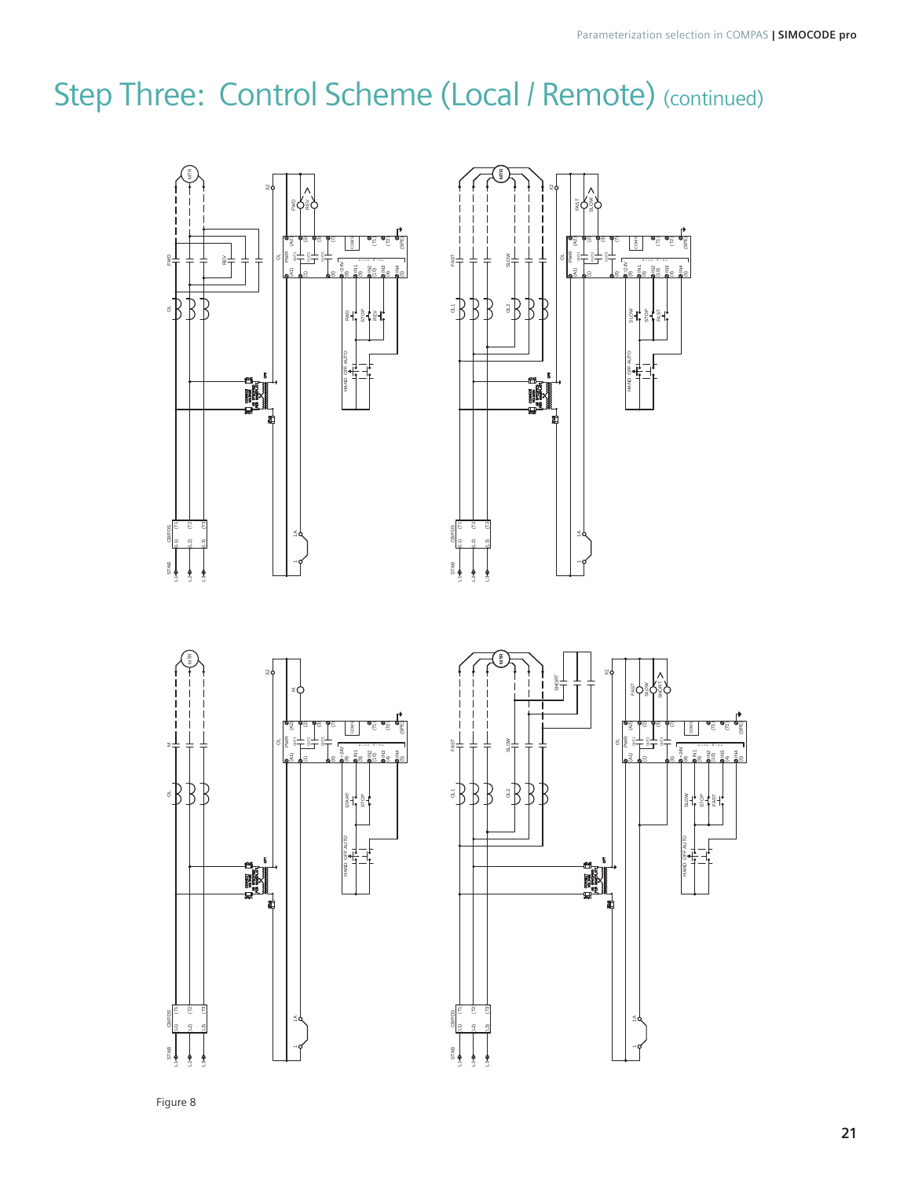# Step Three: Control Scheme (Local / Remote) (continued)

Figure 8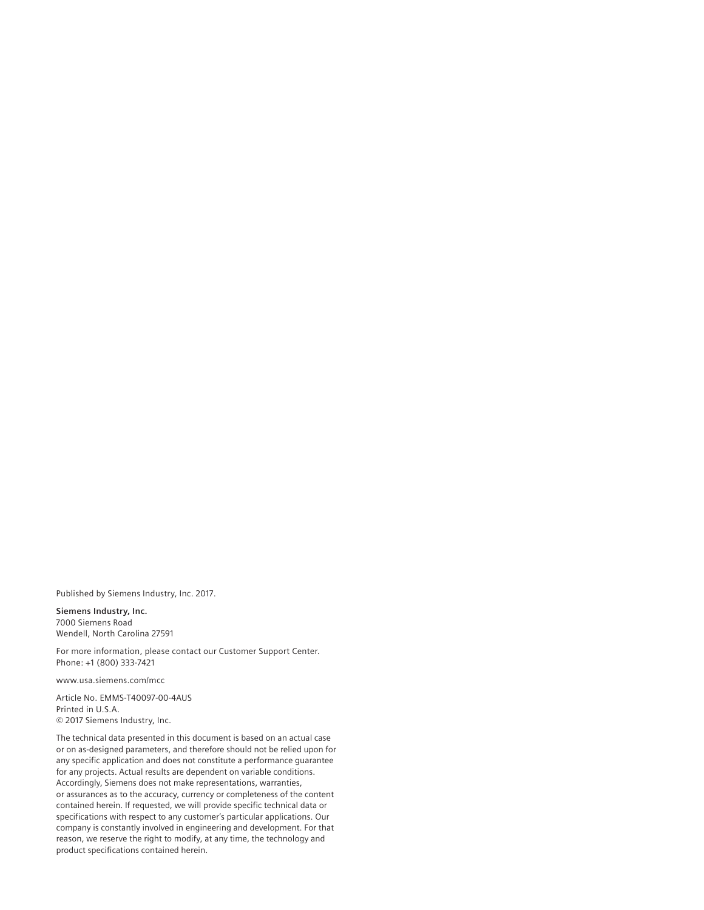Published by Siemens Industry, Inc. 2017.

**Siemens Industry, Inc.**
7000 Siemens Road
Wendell, North Carolina 27591

For more information, please contact our Customer Support Center.
Phone: +1 (800) 333-7421

www.usa.siemens.com/mcc

Article No. EMMS-T40097-00-4AUS
Printed in U.S.A.
© 2017 Siemens Industry, Inc.

The technical data presented in this document is based on an actual case or on as-designed parameters, and therefore should not be relied upon for any specific application and does not constitute a performance guarantee for any projects. Actual results are dependent on variable conditions. Accordingly, Siemens does not make representations, warranties, or assurances as to the accuracy, currency or completeness of the content contained herein. If requested, we will provide specific technical data or specifications with respect to any customer's particular applications. Our company is constantly involved in engineering and development. For that reason, we reserve the right to modify, at any time, the technology and product specifications contained herein.